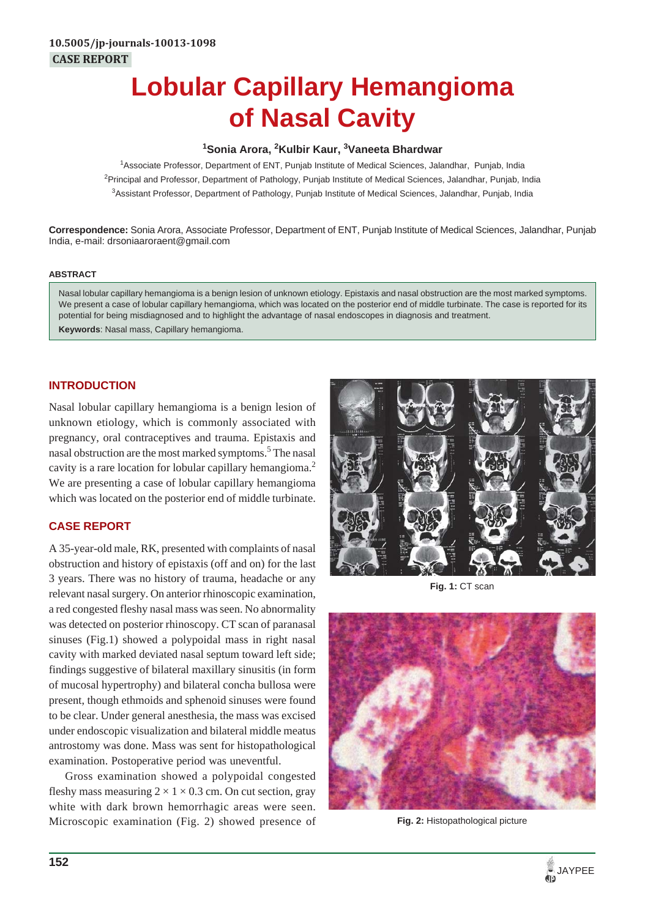10.5005/jp-journals-10013-1098

CASE REPORT

# Lobular Capillary Hemangioma of Nasal Cavity

**[1]Sonia Arora, [2]Kulbir Kaur, [3]Vaneeta Bhardwar**

[1]Associate Professor, Department of ENT, Punjab Institute of Medical Sciences, Jalandhar, Punjab, India

[2]Principal and Professor, Department of Pathology, Punjab Institute of Medical Sciences, Jalandhar, Punjab, India

[3]Assistant Professor, Department of Pathology, Punjab Institute of Medical Sciences, Jalandhar, Punjab, India

**Correspondence:** Sonia Arora, Associate Professor, Department of ENT, Punjab Institute of Medical Sciences, Jalandhar, Punjab India, e-mail: drsoniaaroraent@gmail.com

## ABSTRACT

Nasal lobular capillary hemangioma is a benign lesion of unknown etiology. Epistaxis and nasal obstruction are the most marked symptoms. We present a case of lobular capillary hemangioma, which was located on the posterior end of middle turbinate. The case is reported for its potential for being misdiagnosed and to highlight the advantage of nasal endoscopes in diagnosis and treatment.

**Keywords**: Nasal mass, Capillary hemangioma.

## INTRODUCTION

Nasal lobular capillary hemangioma is a benign lesion of unknown etiology, which is commonly associated with pregnancy, oral contraceptives and trauma. Epistaxis and nasal obstruction are the most marked symptoms.[5] The nasal cavity is a rare location for lobular capillary hemangioma.[2] We are presenting a case of lobular capillary hemangioma which was located on the posterior end of middle turbinate.

## CASE REPORT

A 35-year-old male, RK, presented with complaints of nasal obstruction and history of epistaxis (off and on) for the last 3 years. There was no history of trauma, headache or any relevant nasal surgery. On anterior rhinoscopic examination, a red congested fleshy nasal mass was seen. No abnormality was detected on posterior rhinoscopy. CT scan of paranasal sinuses (Fig.1) showed a polypoidal mass in right nasal cavity with marked deviated nasal septum toward left side; findings suggestive of bilateral maxillary sinusitis (in form of mucosal hypertrophy) and bilateral concha bullosa were present, though ethmoids and sphenoid sinuses were found to be clear. Under general anesthesia, the mass was excised under endoscopic visualization and bilateral middle meatus antrostomy was done. Mass was sent for histopathological examination. Postoperative period was uneventful.

Gross examination showed a polypoidal congested fleshy mass measuring 2 × 1 × 0.3 cm. On cut section, gray white with dark brown hemorrhagic areas were seen. Microscopic examination (Fig. 2) showed presence of

**Fig. 1:** CT scan

**Fig. 2:** Histopathological picture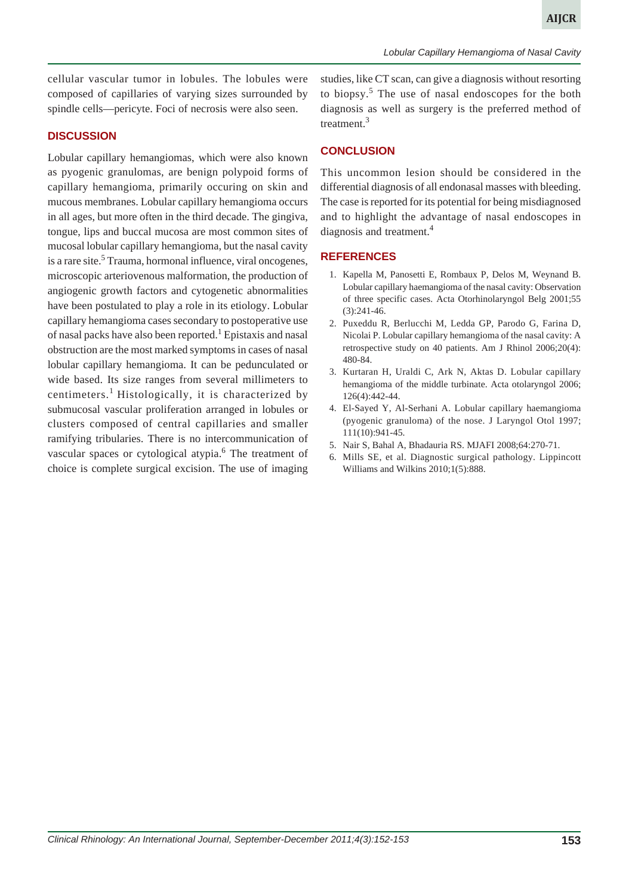cellular vascular tumor in lobules. The lobules were composed of capillaries of varying sizes surrounded by spindle cells—pericyte. Foci of necrosis were also seen.

## DISCUSSION

Lobular capillary hemangiomas, which were also known as pyogenic granulomas, are benign polypoid forms of capillary hemangioma, primarily occuring on skin and mucous membranes. Lobular capillary hemangioma occurs in all ages, but more often in the third decade. The gingiva, tongue, lips and buccal mucosa are most common sites of mucosal lobular capillary hemangioma, but the nasal cavity is a rare site.[5] Trauma, hormonal influence, viral oncogenes, microscopic arteriovenous malformation, the production of angiogenic growth factors and cytogenetic abnormalities have been postulated to play a role in its etiology. Lobular capillary hemangioma cases secondary to postoperative use of nasal packs have also been reported.[1] Epistaxis and nasal obstruction are the most marked symptoms in cases of nasal lobular capillary hemangioma. It can be pedunculated or wide based. Its size ranges from several millimeters to centimeters.[1] Histologically, it is characterized by submucosal vascular proliferation arranged in lobules or clusters composed of central capillaries and smaller ramifying tributaries. There is no intercommunication of vascular spaces or cytological atypia.[6] The treatment of choice is complete surgical excision. The use of imaging studies, like CT scan, can give a diagnosis without resorting to biopsy.[5] The use of nasal endoscopes for the both diagnosis as well as surgery is the preferred method of treatment.[3]

## CONCLUSION

This uncommon lesion should be considered in the differential diagnosis of all endonasal masses with bleeding. The case is reported for its potential for being misdiagnosed and to highlight the advantage of nasal endoscopes in diagnosis and treatment.[4]

## REFERENCES

1. Kapella M, Panosetti E, Rombaux P, Delos M, Weynand B. Lobular capillary haemangioma of the nasal cavity: Observation of three specific cases. Acta Otorhinolaryngol Belg 2001;55 (3):241-46.
2. Puxeddu R, Berlucchi M, Ledda GP, Parodo G, Farina D, Nicolai P. Lobular capillary hemangioma of the nasal cavity: A retrospective study on 40 patients. Am J Rhinol 2006;20(4): 480-84.
3. Kurtaran H, Uraldi C, Ark N, Aktas D. Lobular capillary hemangioma of the middle turbinate. Acta otolaryngol 2006; 126(4):442-44.
4. El-Sayed Y, Al-Serhani A. Lobular capillary haemangioma (pyogenic granuloma) of the nose. J Laryngol Otol 1997; 111(10):941-45.
5. Nair S, Bahal A, Bhadauria RS. MJAFI 2008;64:270-71.
6. Mills SE, et al. Diagnostic surgical pathology. Lippincott Williams and Wilkins 2010;1(5):888.